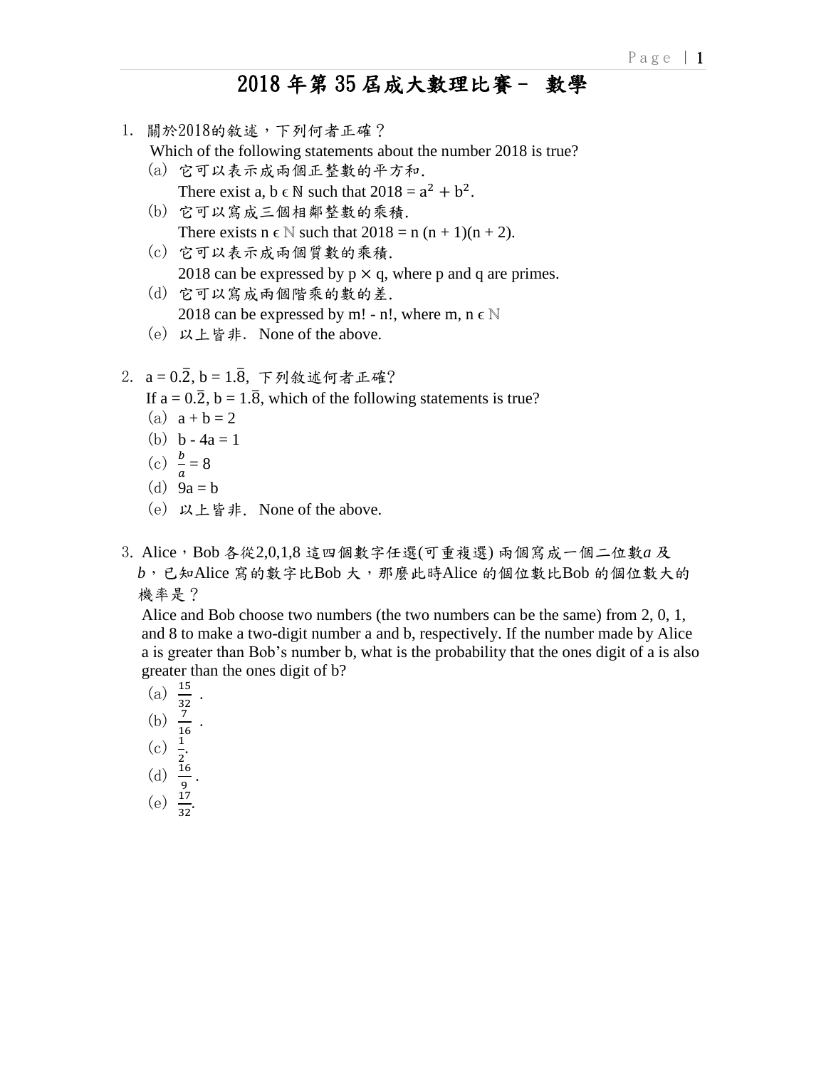# 2018 年第 35 屆成大數理比賽－ 數學

1. 關於2018的敘述，下列何者正確？
   Which of the following statements about the number 2018 is true?
   (a) 它可以表示成兩個正整數的平方和.
   There exist a, b $\epsilon$ $\mathbb{N}$ such that $2018 = a^2 + b^2$.
   (b) 它可以寫成三個相鄰整數的乘積.
   There exists n $\epsilon$ $\mathbb{N}$ such that $2018 = n(n + 1)(n + 2)$.
   (c) 它可以表示成兩個質數的乘積.
   2018 can be expressed by $p \times q$, where p and q are primes.
   (d) 它可以寫成兩個階乘的數的差.
   2018 can be expressed by $m! - n!$, where m, n $\epsilon$ $\mathbb{N}$
   (e) 以上皆非. None of the above.

2. $a = 0.\overline{2}$, $b = 1.\overline{8}$, 下列敘述何者正確?
   If $a = 0.\overline{2}$, $b = 1.\overline{8}$, which of the following statements is true?
   (a) $a + b = 2$
   (b) $b - 4a = 1$
   (c) $\frac{b}{a} = 8$
   (d) $9a = b$
   (e) 以上皆非. None of the above.

3. Alice，Bob 各從2,0,1,8 這四個數字任選(可重複選) 兩個寫成一個二位數$a$ 及 $b$，已知Alice 寫的數字比Bob 大，那麼此時Alice 的個位數比Bob 的個位數大的機率是？
   Alice and Bob choose two numbers (the two numbers can be the same) from 2, 0, 1, and 8 to make a two-digit number a and b, respectively. If the number made by Alice a is greater than Bob's number b, what is the probability that the ones digit of a is also greater than the ones digit of b?
   (a) $\frac{15}{32}$ .
   (b) $\frac{7}{16}$ .
   (c) $\frac{1}{2}$.
   (d) $\frac{16}{9}$ .
   (e) $\frac{17}{32}$.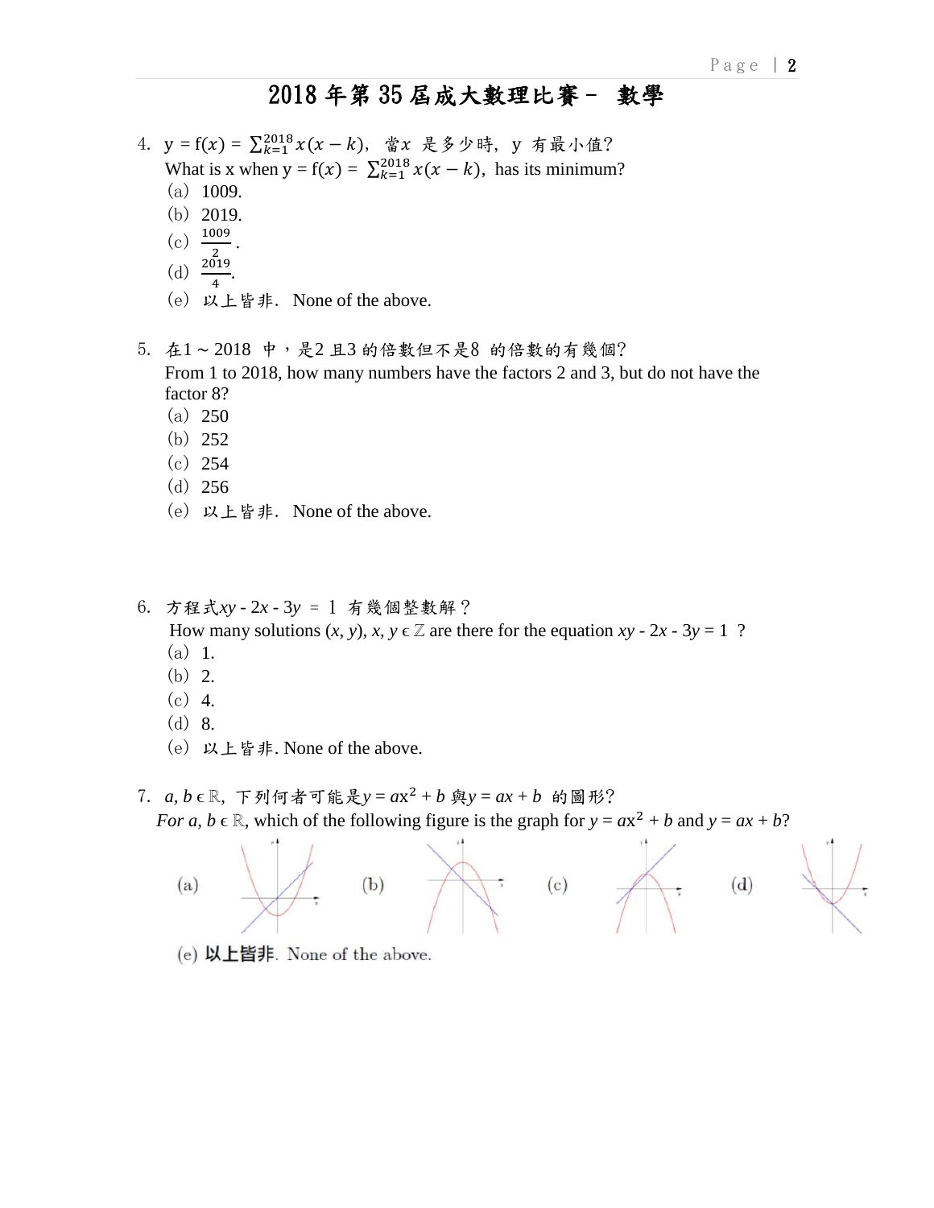# 2018 年第 35 屆成大數理比賽－ 數學

4. y = f($x$) = $\sum_{k=1}^{2018} x(x-k)$，當$x$ 是多少時，y 有最小值？
   What is x when y = f($x$) = $\sum_{k=1}^{2018} x(x-k)$, has its minimum?
   (a) 1009.
   (b) 2019.
   (c) $\frac{1009}{2}$.
   (d) $\frac{2019}{4}$.
   (e) 以上皆非. None of the above.

5. 在1～2018 中，是2 且3 的倍數但不是8 的倍數的有幾個?
   From 1 to 2018, how many numbers have the factors 2 and 3, but do not have the factor 8?
   (a) 250
   (b) 252
   (c) 254
   (d) 256
   (e) 以上皆非. None of the above.

6. 方程式$xy - 2x - 3y = 1$ 有幾個整數解？
   How many solutions $(x, y)$, $x, y \in \mathbb{Z}$ are there for the equation $xy - 2x - 3y = 1$ ?
   (a) 1.
   (b) 2.
   (c) 4.
   (d) 8.
   (e) 以上皆非. None of the above.

7. $a, b \in \mathbb{R}$, 下列何者可能是$y = ax^2 + b$ 與$y = ax + b$ 的圖形?
   For $a, b \in \mathbb{R}$, which of the following figure is the graph for $y = ax^2 + b$ and $y = ax + b$?

   (a) (b) (c) (d)

   (e) 以上皆非. None of the above.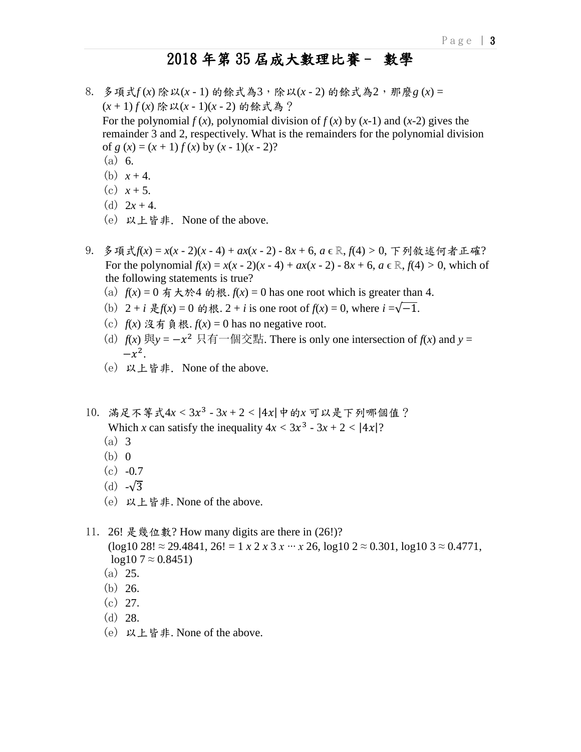# 2018 年第 35 屆成大數理比賽－ 數學

8. 多項式$f(x)$ 除以$(x - 1)$ 的餘式為3，除以$(x - 2)$ 的餘式為2，那麼$g(x) = (x + 1) f(x)$ 除以$(x - 1)(x - 2)$ 的餘式為？
   For the polynomial $f(x)$, polynomial division of $f(x)$ by $(x-1)$ and $(x-2)$ gives the remainder 3 and 2, respectively. What is the remainders for the polynomial division of $g(x) = (x + 1) f(x)$ by $(x - 1)(x - 2)$?
   (a) 6.
   (b) $x + 4$.
   (c) $x + 5$.
   (d) $2x + 4$.
   (e) 以上皆非. None of the above.

9. 多項式$f(x) = x(x - 2)(x - 4) + ax(x - 2) - 8x + 6$, $a \in \mathbb{R}$, $f(4) > 0$, 下列敘述何者正確?
   For the polynomial $f(x) = x(x - 2)(x - 4) + ax(x - 2) - 8x + 6$, $a \in \mathbb{R}$, $f(4) > 0$, which of the following statements is true?
   (a) $f(x) = 0$ 有大於4 的根. $f(x) = 0$ has one root which is greater than 4.
   (b) $2 + i$ 是$f(x) = 0$ 的根. $2 + i$ is one root of $f(x) = 0$, where $i = \sqrt{-1}$.
   (c) $f(x)$ 沒有負根. $f(x) = 0$ has no negative root.
   (d) $f(x)$ 與$y = -x^2$ 只有一個交點. There is only one intersection of $f(x)$ and $y = -x^2$.
   (e) 以上皆非. None of the above.

10. 滿足不等式$4x < 3x^3 - 3x + 2 < |4x|$中的$x$ 可以是下列哪個值？
    Which $x$ can satisfy the inequality $4x < 3x^3 - 3x + 2 < |4x|$?
    (a) 3
    (b) 0
    (c) -0.7
    (d) $-\sqrt{3}$
    (e) 以上皆非. None of the above.

11. 26! 是幾位數? How many digits are there in (26!)?
    ($\log 10\ 28! \approx 29.4841$, $26! = 1 \times 2 \times 3 \times \cdots \times 26$, $\log 10\ 2 \approx 0.301$, $\log 10\ 3 \approx 0.4771$, $\log 10\ 7 \approx 0.8451$)
    (a) 25.
    (b) 26.
    (c) 27.
    (d) 28.
    (e) 以上皆非. None of the above.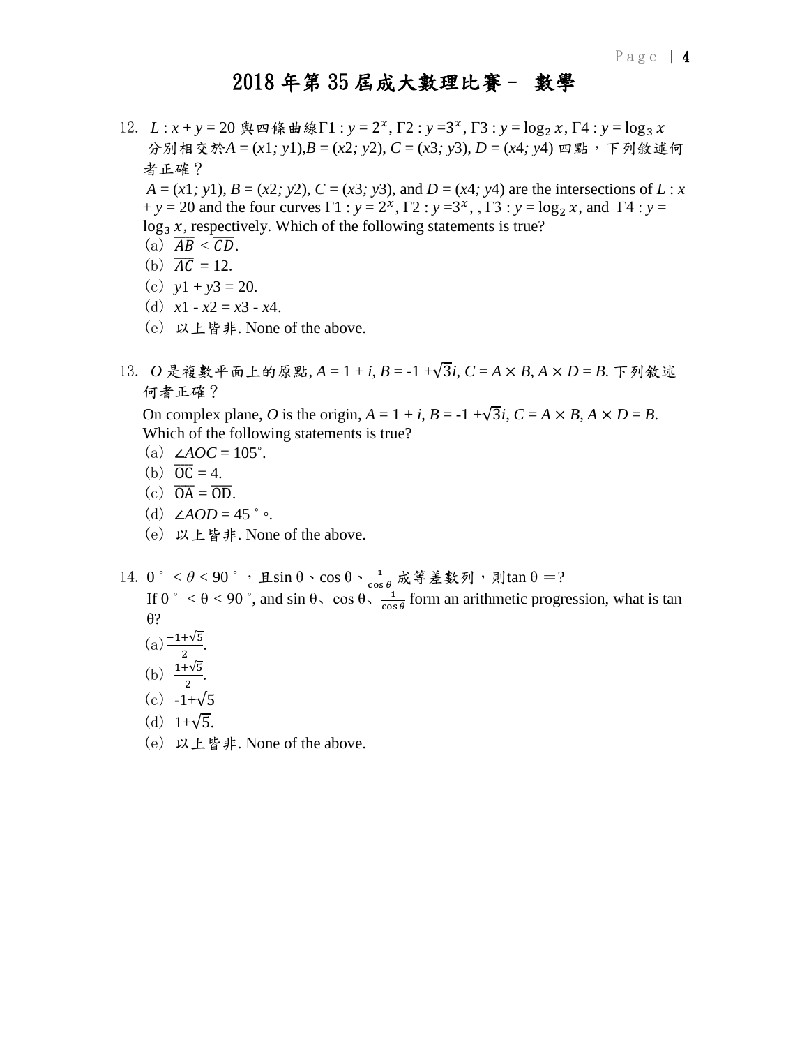# 2018 年第 35 屆成大數理比賽－ 數學

12. $L : x + y = 20$ 與四條曲線$\Gamma1 : y = 2^x$, $\Gamma2 : y = 3^x$, $\Gamma3 : y = \log_2 x$, $\Gamma4 : y = \log_3 x$ 分別相交於$A = (x1; y1)$,$B = (x2; y2)$, $C = (x3; y3)$, $D = (x4; y4)$ 四點，下列敘述何者正確？

    $A = (x1; y1)$, $B = (x2; y2)$, $C = (x3; y3)$, and $D = (x4; y4)$ are the intersections of $L : x + y = 20$ and the four curves $\Gamma1 : y = 2^x$, $\Gamma2 : y = 3^x$, , $\Gamma3 : y = \log_2 x$, and $\Gamma4 : y = \log_3 x$, respectively. Which of the following statements is true?

    (a) $\overline{AB} < \overline{CD}$.
    (b) $\overline{AC} = 12$.
    (c) $y1 + y3 = 20$.
    (d) $x1 - x2 = x3 - x4$.
    (e) 以上皆非. None of the above.

13. $O$ 是複數平面上的原點, $A = 1 + i$, $B = -1 + \sqrt{3}i$, $C = A \times B$, $A \times D = B$. 下列敘述何者正確？

    On complex plane, $O$ is the origin, $A = 1 + i$, $B = -1 + \sqrt{3}i$, $C = A \times B$, $A \times D = B$. Which of the following statements is true?

    (a) $\angle AOC = 105^\circ$.
    (b) $\overline{OC} = 4$.
    (c) $\overline{OA} = \overline{OD}$.
    (d) $\angle AOD = 45^\circ$。.
    (e) 以上皆非. None of the above.

14. $0^\circ < \theta < 90^\circ$，且$\sin\theta$、$\cos\theta$、$\frac{1}{\cos\theta}$ 成等差數列，則$\tan\theta$ ＝?

    If $0^\circ < \theta < 90^\circ$, and $\sin\theta$、$\cos\theta$、$\frac{1}{\cos\theta}$ form an arithmetic progression, what is $\tan\theta$?

    (a) $\frac{-1+\sqrt{5}}{2}$.
    (b) $\frac{1+\sqrt{5}}{2}$.
    (c) $-1+\sqrt{5}$
    (d) $1+\sqrt{5}$.
    (e) 以上皆非. None of the above.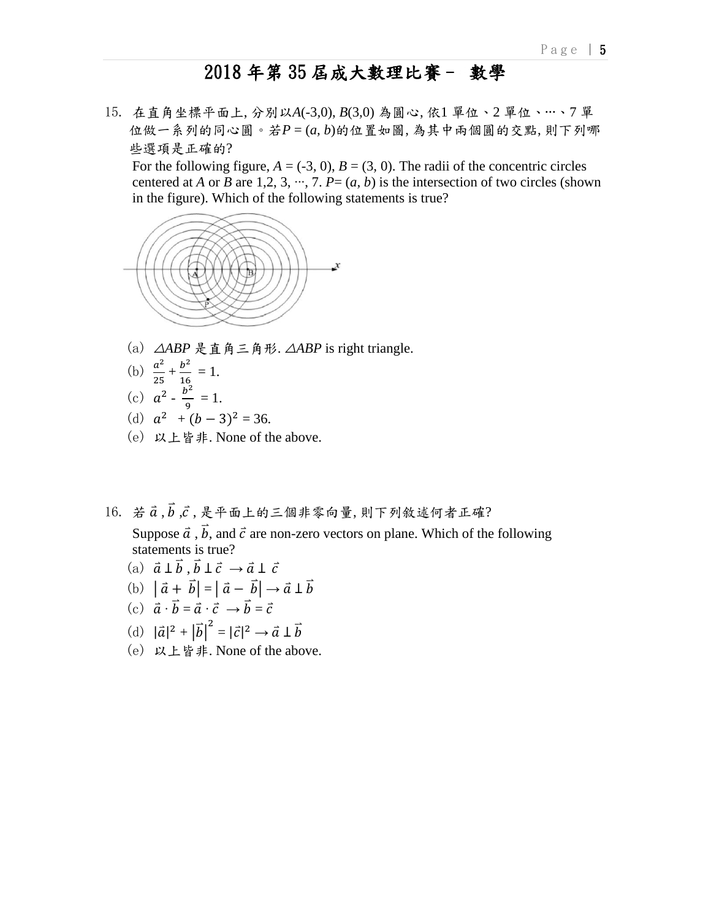# 2018 年第 35 屆成大數理比賽－ 數學

15. 在直角坐標平面上, 分別以$A$(-3,0), $B$(3,0) 為圓心, 依1 單位、2 單位、⋯、7 單位做一系列的同心圓。若$P = (a, b)$的位置如圖, 為其中兩個圓的交點, 則下列哪些選項是正確的?

    For the following figure, $A = (-3, 0)$, $B = (3, 0)$. The radii of the concentric circles centered at $A$ or $B$ are 1,2, 3, ⋯, 7. $P= (a, b)$ is the intersection of two circles (shown in the figure). Which of the following statements is true?

    (a) $\triangle ABP$ 是直角三角形. $\triangle ABP$ is right triangle.

    (b) $\frac{a^2}{25} + \frac{b^2}{16} = 1$.

    (c) $a^2 - \frac{b^2}{9} = 1$.

    (d) $a^2 + (b-3)^2 = 36$.

    (e) 以上皆非. None of the above.

16. 若 $\vec{a}$ , $\vec{b}$ ,$\vec{c}$ , 是平面上的三個非零向量, 則下列敘述何者正確?

    Suppose $\vec{a}$ , $\vec{b}$, and $\vec{c}$ are non-zero vectors on plane. Which of the following statements is true?

    (a) $\vec{a} \perp \vec{b}$ , $\vec{b} \perp \vec{c} \rightarrow \vec{a} \perp \vec{c}$

    (b) $|\vec{a} + \vec{b}| = |\vec{a} - \vec{b}| \rightarrow \vec{a} \perp \vec{b}$

    (c) $\vec{a} \cdot \vec{b} = \vec{a} \cdot \vec{c} \rightarrow \vec{b} = \vec{c}$

    (d) $|\vec{a}|^2 + |\vec{b}|^2 = |\vec{c}|^2 \rightarrow \vec{a} \perp \vec{b}$

    (e) 以上皆非. None of the above.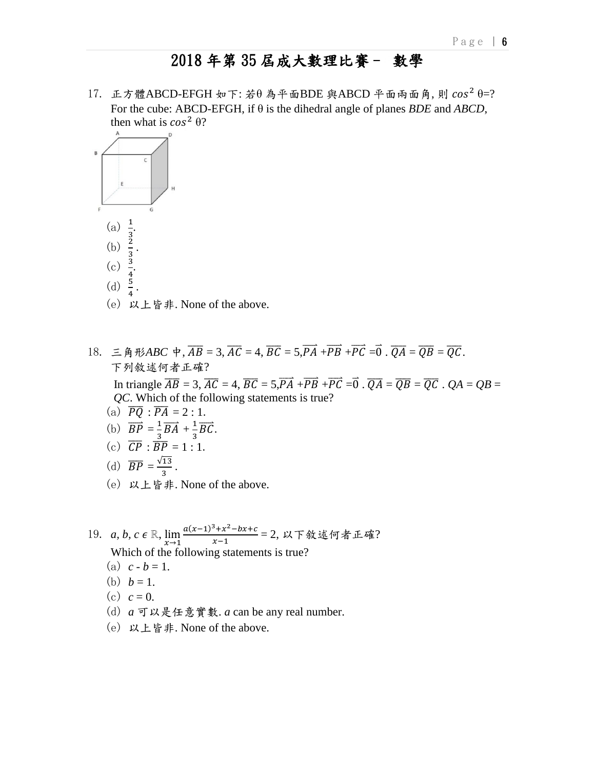# 2018 年第 35 屆成大數理比賽－ 數學

17. 正方體ABCD-EFGH 如下: 若θ 為平面BDE 與ABCD 平面兩面角, 則 $cos^2$ θ=?
    For the cube: ABCD-EFGH, if θ is the dihedral angle of planes *BDE* and *ABCD*, then what is $cos^2$ θ?

    (a) $\frac{1}{3}$.
    (b) $\frac{2}{3}$ .
    (c) $\frac{3}{4}$.
    (d) $\frac{5}{4}$ .
    (e) 以上皆非. None of the above.

18. 三角形*ABC* 中, $\overline{AB}$ = 3, $\overline{AC}$ = 4, $\overline{BC}$ = 5,$\overrightarrow{PA}$ +$\overrightarrow{PB}$ +$\overrightarrow{PC}$ =$\vec{0}$ . $\overline{QA}$ = $\overline{QB}$ = $\overline{QC}$.
    下列敘述何者正確?
    In triangle $\overline{AB}$ = 3, $\overline{AC}$ = 4, $\overline{BC}$ = 5,$\overrightarrow{PA}$ +$\overrightarrow{PB}$ +$\overrightarrow{PC}$ =$\vec{0}$ . $\overline{QA}$ = $\overline{QB}$ = $\overline{QC}$ . *QA* = *QB* = *QC*. Which of the following statements is true?

    (a) $\overline{PQ}$ : $\overline{PA}$ = 2 : 1.
    (b) $\overrightarrow{BP}$ = $\frac{1}{3}\overrightarrow{BA}$ + $\frac{1}{3}\overrightarrow{BC}$.
    (c) $\overline{CP}$ : $\overline{BP}$ = 1 : 1.
    (d) $\overline{BP}$ = $\frac{\sqrt{13}}{3}$ .
    (e) 以上皆非. None of the above.

19. *a*, *b*, *c* ϵ ℝ, $\lim_{x \to 1} \frac{a(x-1)^3+x^2-bx+c}{x-1}$ = 2, 以下敘述何者正確?
    Which of the following statements is true?

    (a) *c* - *b* = 1.
    (b) *b* = 1.
    (c) *c* = 0.
    (d) *a* 可以是任意實數. *a* can be any real number.
    (e) 以上皆非. None of the above.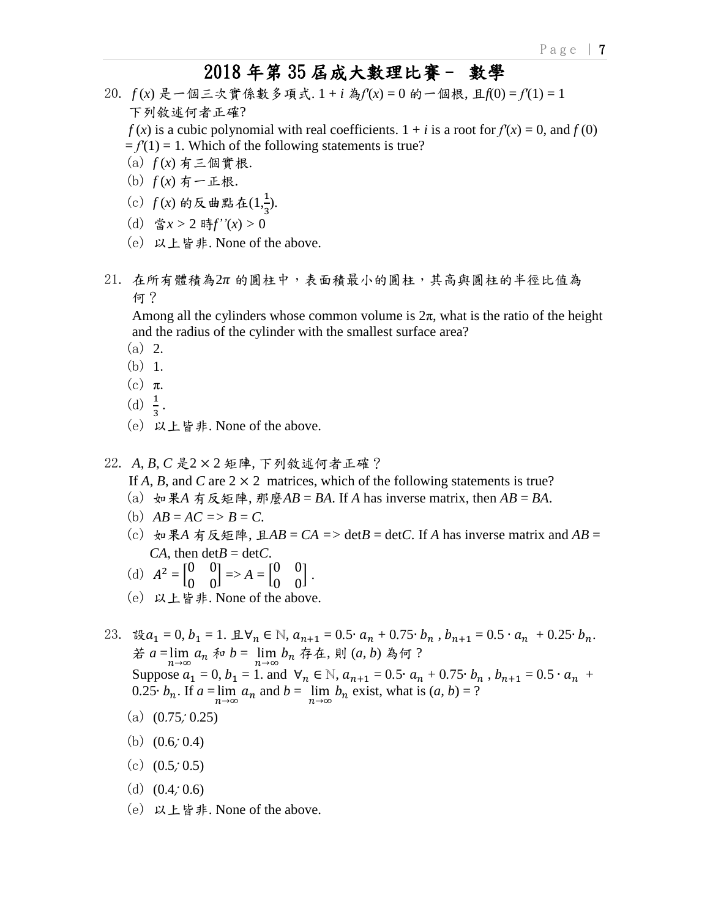# 2018 年第 35 屆成大數理比賽－ 數學

20. $f(x)$ 是一個三次實係數多項式. $1 + i$ 為$f'(x) = 0$ 的一個根, 且$f(0) = f'(1) = 1$ 下列敘述何者正確?

    $f(x)$ is a cubic polynomial with real coefficients. $1 + i$ is a root for $f'(x) = 0$, and $f(0) = f'(1) = 1$. Which of the following statements is true?

    (a) $f(x)$ 有三個實根.
    (b) $f(x)$ 有一正根.
    (c) $f(x)$ 的反曲點在$(1, \frac{1}{3})$.
    (d) 當$x > 2$ 時$f''(x) > 0$
    (e) 以上皆非. None of the above.

21. 在所有體積為$2\pi$ 的圓柱中，表面積最小的圓柱，其高與圓柱的半徑比值為何？

    Among all the cylinders whose common volume is $2\pi$, what is the ratio of the height and the radius of the cylinder with the smallest surface area?

    (a) 2.
    (b) 1.
    (c) $\pi$.
    (d) $\frac{1}{3}$.
    (e) 以上皆非. None of the above.

22. $A, B, C$ 是$2 \times 2$ 矩陣, 下列敘述何者正確？

    If $A, B$, and $C$ are $2 \times 2$ matrices, which of the following statements is true?

    (a) 如果$A$ 有反矩陣, 那麼$AB = BA$. If $A$ has inverse matrix, then $AB = BA$.
    (b) $AB = AC \Rightarrow B = C$.
    (c) 如果$A$ 有反矩陣, 且$AB = CA \Rightarrow \det B = \det C$. If $A$ has inverse matrix and $AB = CA$, then $\det B = \det C$.
    (d) $A^2 = \begin{bmatrix} 0 & 0 \\ 0 & 0 \end{bmatrix} \Rightarrow A = \begin{bmatrix} 0 & 0 \\ 0 & 0 \end{bmatrix}$.
    (e) 以上皆非. None of the above.

23. 設$a_1 = 0, b_1 = 1$. 且$\forall_n \in \mathbb{N}$, $a_{n+1} = 0.5 \cdot a_n + 0.75 \cdot b_n$ , $b_{n+1} = 0.5 \cdot a_n + 0.25 \cdot b_n$. 若 $a = \lim_{n\to\infty} a_n$ 和 $b = \lim_{n\to\infty} b_n$ 存在, 則 $(a, b)$ 為何？

    Suppose $a_1 = 0, b_1 = 1$. and $\forall_n \in \mathbb{N}$, $a_{n+1} = 0.5 \cdot a_n + 0.75 \cdot b_n$ , $b_{n+1} = 0.5 \cdot a_n + 0.25 \cdot b_n$. If $a = \lim_{n\to\infty} a_n$ and $b = \lim_{n\to\infty} b_n$ exist, what is $(a, b) = ?$

    (a) (0.75, 0.25)
    (b) (0.6, 0.4)
    (c) (0.5, 0.5)
    (d) (0.4, 0.6)
    (e) 以上皆非. None of the above.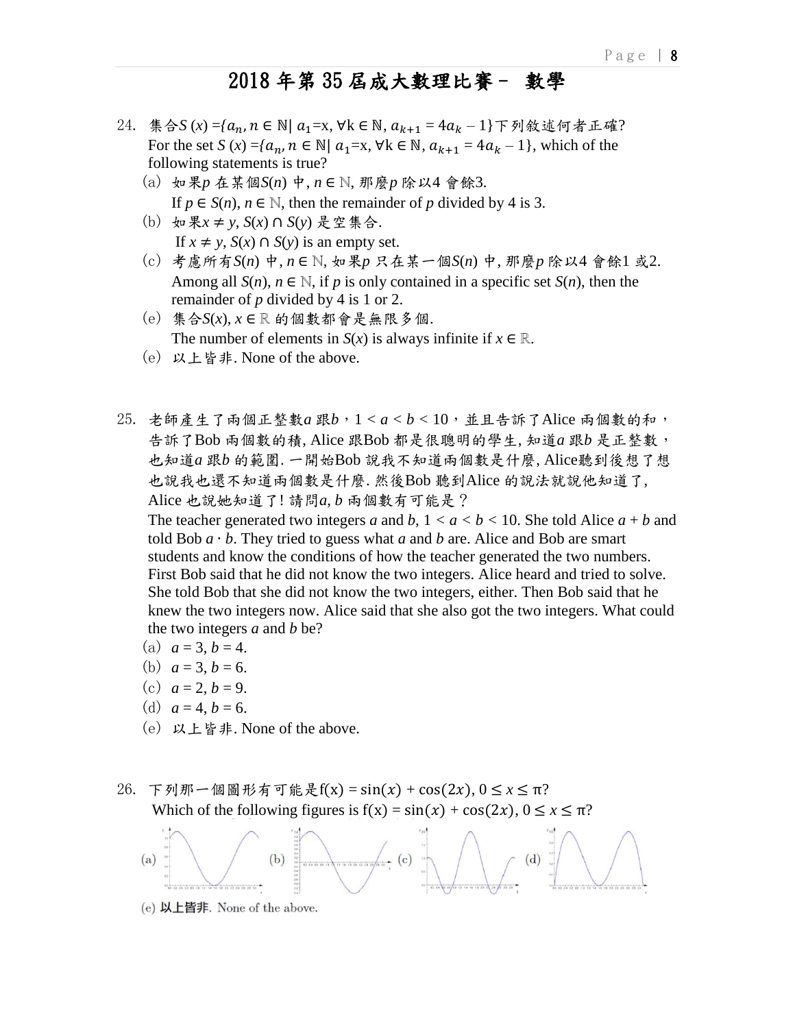# 2018 年第 35 屆成大數理比賽－ 數學

24. 集合$S(x) = \{a_n, n \in \mathbb{N} \mid a_1 = x, \forall k \in \mathbb{N}, a_{k+1} = 4a_k - 1\}$下列敘述何者正確?
For the set $S(x) = \{a_n, n \in \mathbb{N} \mid a_1 = x, \forall k \in \mathbb{N}, a_{k+1} = 4a_k - 1\}$, which of the following statements is true?
   (a) 如果$p$ 在某個$S(n)$ 中, $n \in \mathbb{N}$, 那麼$p$ 除以4 會餘3.
   If $p \in S(n)$, $n \in \mathbb{N}$, then the remainder of $p$ divided by 4 is 3.
   (b) 如果$x \neq y$, $S(x) \cap S(y)$ 是空集合.
   If $x \neq y$, $S(x) \cap S(y)$ is an empty set.
   (c) 考慮所有$S(n)$ 中, $n \in \mathbb{N}$, 如果$p$ 只在某一個$S(n)$ 中, 那麼$p$ 除以4 會餘1 或2.
   Among all $S(n)$, $n \in \mathbb{N}$, if $p$ is only contained in a specific set $S(n)$, then the remainder of $p$ divided by 4 is 1 or 2.
   (e) 集合$S(x)$, $x \in \mathbb{R}$ 的個數都會是無限多個.
   The number of elements in $S(x)$ is always infinite if $x \in \mathbb{R}$.
   (e) 以上皆非. None of the above.

25. 老師產生了兩個正整數$a$ 跟$b$，$1 < a < b < 10$，並且告訴了Alice 兩個數的和，告訴了Bob 兩個數的積, Alice 跟Bob 都是很聰明的學生, 知道$a$ 跟$b$ 是正整數，也知道$a$ 跟$b$ 的範圍. 一開始Bob 說我不知道兩個數是什麼, Alice聽到後想了想也說我也還不知道兩個數是什麼. 然後Bob 聽到Alice 的說法就說他知道了, Alice 也說她知道了! 請問$a$, $b$ 兩個數有可能是？
The teacher generated two integers $a$ and $b$, $1 < a < b < 10$. She told Alice $a + b$ and told Bob $a \cdot b$. They tried to guess what $a$ and $b$ are. Alice and Bob are smart students and know the conditions of how the teacher generated the two numbers. First Bob said that he did not know the two integers. Alice heard and tried to solve. She told Bob that she did not know the two integers, either. Then Bob said that he knew the two integers now. Alice said that she also got the two integers. What could the two integers $a$ and $b$ be?
   (a) $a = 3, b = 4$.
   (b) $a = 3, b = 6$.
   (c) $a = 2, b = 9$.
   (d) $a = 4, b = 6$.
   (e) 以上皆非. None of the above.

26. 下列那一個圖形有可能是$f(x) = \sin(x) + \cos(2x)$, $0 \leq x \leq \pi$?
Which of the following figures is $f(x) = \sin(x) + \cos(2x)$, $0 \leq x \leq \pi$?

(a) (b) (c) (d)

(e) 以上皆非. None of the above.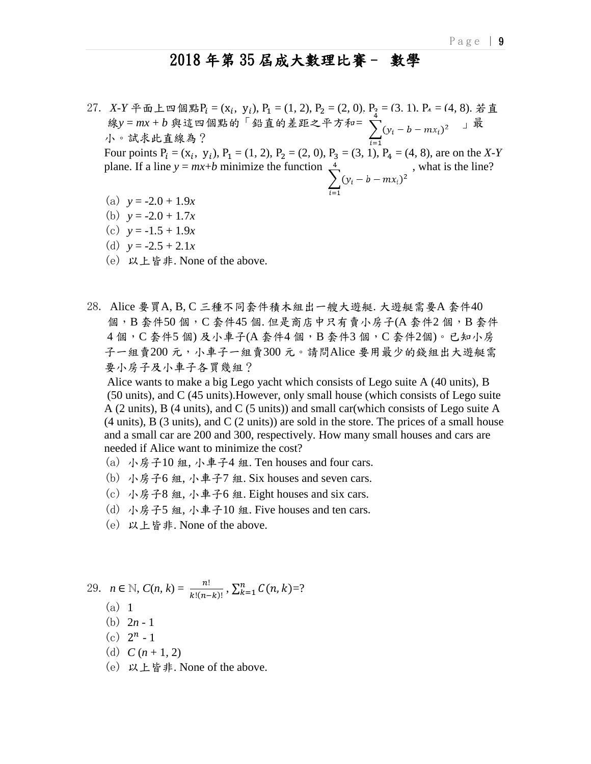# 2018 年第 35 屆成大數理比賽－ 數學

27. *X-Y* 平面上四個點$P_i = (x_i, y_i)$, $P_1 = (1, 2)$, $P_2 = (2, 0)$. $P_3 = (3, 1)$. $P_4 = (4, 8)$. 若直線$y = mx + b$ 與這四個點的「鉛直的差距之平方和= $\sum_{i=1}^{4}(y_i - b - mx_i)^2$ 」最小。試求此直線為？

    Four points $P_i = (x_i, y_i)$, $P_1 = (1, 2)$, $P_2 = (2, 0)$, $P_3 = (3, 1)$, $P_4 = (4, 8)$, are on the *X-Y* plane. If a line $y = mx+b$ minimize the function $\sum_{i=1}^{4}(y_i - b - mx_i)^2$, what is the line?

    (a) $y = -2.0 + 1.9x$
    (b) $y = -2.0 + 1.7x$
    (c) $y = -1.5 + 1.9x$
    (d) $y = -2.5 + 2.1x$
    (e) 以上皆非. None of the above.

28. Alice 要買A, B, C 三種不同套件積木組出一艘大遊艇. 大遊艇需要A 套件40 個，B 套件50 個，C 套件45 個. 但是商店中只有賣小房子(A 套件2 個，B 套件4 個，C 套件5 個) 及小車子(A 套件4 個，B 套件3 個，C 套件2個)。已知小房子一組賣200 元，小車子一組賣300 元。請問Alice 要用最少的錢組出大遊艇需要小房子及小車子各買幾組？

    Alice wants to make a big Lego yacht which consists of Lego suite A (40 units), B (50 units), and C (45 units).However, only small house (which consists of Lego suite A (2 units), B (4 units), and C (5 units)) and small car(which consists of Lego suite A (4 units), B (3 units), and C (2 units)) are sold in the store. The prices of a small house and a small car are 200 and 300, respectively. How many small houses and cars are needed if Alice want to minimize the cost?

    (a) 小房子10 組, 小車子4 組. Ten houses and four cars.
    (b) 小房子6 組, 小車子7 組. Six houses and seven cars.
    (c) 小房子8 組, 小車子6 組. Eight houses and six cars.
    (d) 小房子5 組, 小車子10 組. Five houses and ten cars.
    (e) 以上皆非. None of the above.

29. $n \in \mathbb{N}$, $C(n, k) = \frac{n!}{k!(n-k)!}$, $\sum_{k=1}^{n} C(n, k)$=?

    (a) 1
    (b) $2n - 1$
    (c) $2^n - 1$
    (d) $C(n + 1, 2)$
    (e) 以上皆非. None of the above.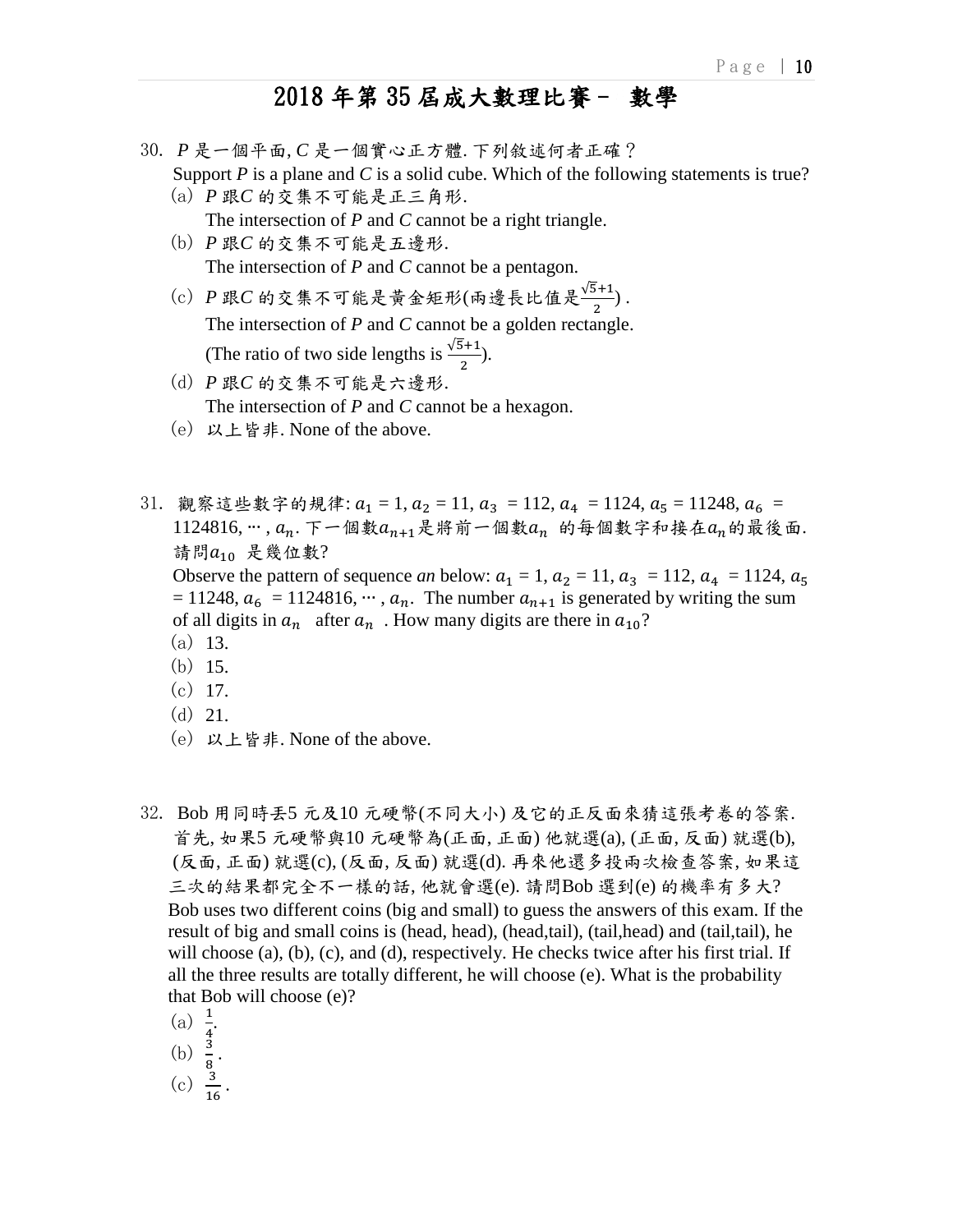# 2018 年第 35 屆成大數理比賽－ 數學

30. *P* 是一個平面, *C* 是一個實心正方體. 下列敘述何者正確？
Support *P* is a plane and *C* is a solid cube. Which of the following statements is true?
   (a) *P* 跟*C* 的交集不可能是正三角形.
   The intersection of *P* and *C* cannot be a right triangle.
   (b) *P* 跟*C* 的交集不可能是五邊形.
   The intersection of *P* and *C* cannot be a pentagon.
   (c) *P* 跟*C* 的交集不可能是黃金矩形(兩邊長比值是$\frac{\sqrt{5}+1}{2}$) .
   The intersection of *P* and *C* cannot be a golden rectangle.
   (The ratio of two side lengths is $\frac{\sqrt{5}+1}{2}$).
   (d) *P* 跟*C* 的交集不可能是六邊形.
   The intersection of *P* and *C* cannot be a hexagon.
   (e) 以上皆非. None of the above.

31. 觀察這些數字的規律: $a_1$ = 1, $a_2$ = 11, $a_3$ = 112, $a_4$ = 1124, $a_5$ = 11248, $a_6$ = 1124816, ⋯ , $a_n$. 下一個數$a_{n+1}$是將前一個數$a_n$ 的每個數字和接在$a_n$的最後面. 請問$a_{10}$ 是幾位數?
Observe the pattern of sequence *an* below: $a_1$ = 1, $a_2$ = 11, $a_3$ = 112, $a_4$ = 1124, $a_5$ = 11248, $a_6$ = 1124816, ⋯ , $a_n$. The number $a_{n+1}$ is generated by writing the sum of all digits in $a_n$ after $a_n$ . How many digits are there in $a_{10}$?
   (a) 13.
   (b) 15.
   (c) 17.
   (d) 21.
   (e) 以上皆非. None of the above.

32. Bob 用同時丟5 元及10 元硬幣(不同大小) 及它的正反面來猜這張考卷的答案. 首先, 如果5 元硬幣與10 元硬幣為(正面, 正面) 他就選(a), (正面, 反面) 就選(b), (反面, 正面) 就選(c), (反面, 反面) 就選(d). 再來他還多投兩次檢查答案, 如果這三次的結果都完全不一樣的話, 他就會選(e). 請問Bob 選到(e) 的機率有多大?
Bob uses two different coins (big and small) to guess the answers of this exam. If the result of big and small coins is (head, head), (head,tail), (tail,head) and (tail,tail), he will choose (a), (b), (c), and (d), respectively. He checks twice after his first trial. If all the three results are totally different, he will choose (e). What is the probability that Bob will choose (e)?
   (a) $\frac{1}{4}$.
   (b) $\frac{3}{8}$ .
   (c) $\frac{3}{16}$ .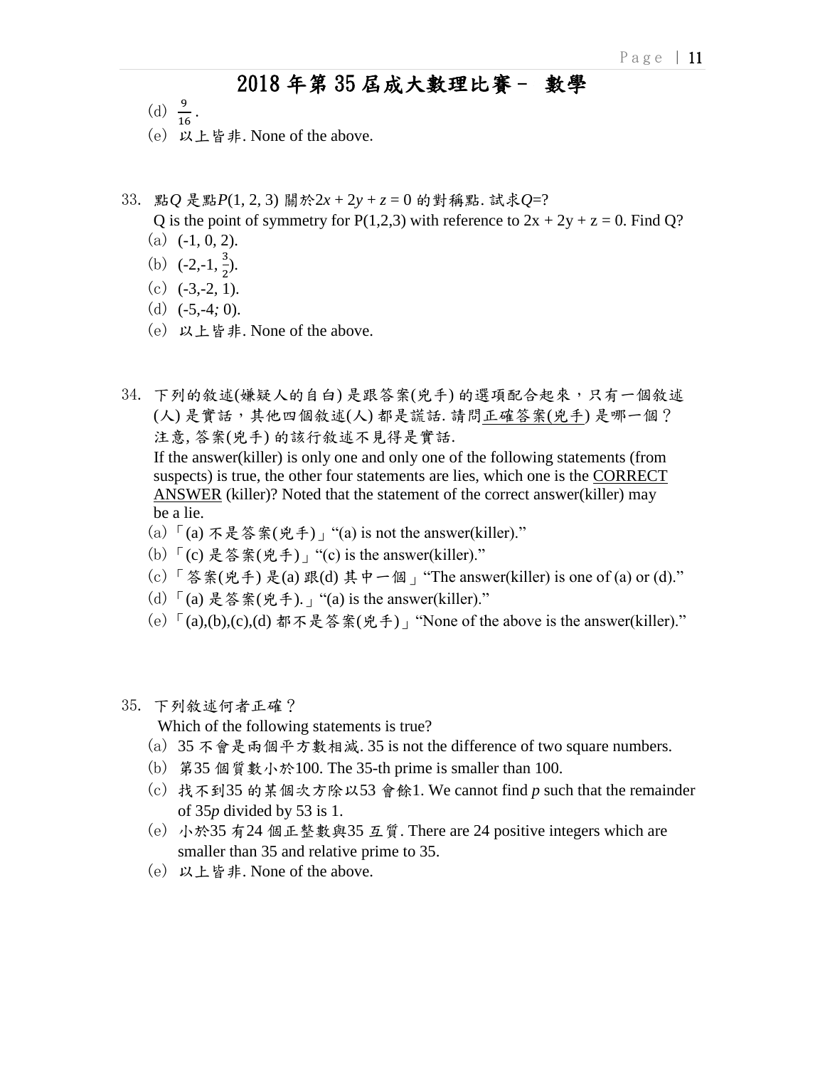# 2018 年第 35 屆成大數理比賽－ 數學

(d) $\frac{9}{16}$.

(e) 以上皆非. None of the above.

33. 點$Q$ 是點$P(1, 2, 3)$ 關於$2x + 2y + z = 0$ 的對稱點. 試求$Q$=?

    Q is the point of symmetry for P(1,2,3) with reference to 2x + 2y + z = 0. Find Q?

    (a) (-1, 0, 2).

    (b) (-2,-1, $\frac{3}{2}$).

    (c) (-3,-2, 1).

    (d) (-5,-4; 0).

    (e) 以上皆非. None of the above.

34. 下列的敘述(嫌疑人的自白) 是跟答案(兇手) 的選項配合起來，只有一個敘述(人) 是實話，其他四個敘述(人) 都是謊話. 請問正確答案(兇手) 是哪一個？注意, 答案(兇手) 的該行敘述不見得是實話.

    If the answer(killer) is only one and only one of the following statements (from suspects) is true, the other four statements are lies, which one is the CORRECT ANSWER (killer)? Noted that the statement of the correct answer(killer) may be a lie.

    (a)「(a) 不是答案(兇手)」"(a) is not the answer(killer)."

    (b)「(c) 是答案(兇手)」"(c) is the answer(killer)."

    (c)「答案(兇手) 是(a) 跟(d) 其中一個」"The answer(killer) is one of (a) or (d)."

    (d)「(a) 是答案(兇手).」"(a) is the answer(killer)."

    (e)「(a),(b),(c),(d) 都不是答案(兇手)」"None of the above is the answer(killer)."

35. 下列敘述何者正確？

    Which of the following statements is true?

    (a) 35 不會是兩個平方數相減. 35 is not the difference of two square numbers.

    (b) 第35 個質數小於100. The 35-th prime is smaller than 100.

    (c) 找不到35 的某個次方除以53 會餘1. We cannot find $p$ such that the remainder of $35p$ divided by 53 is 1.

    (e) 小於35 有24 個正整數與35 互質. There are 24 positive integers which are smaller than 35 and relative prime to 35.

    (e) 以上皆非. None of the above.